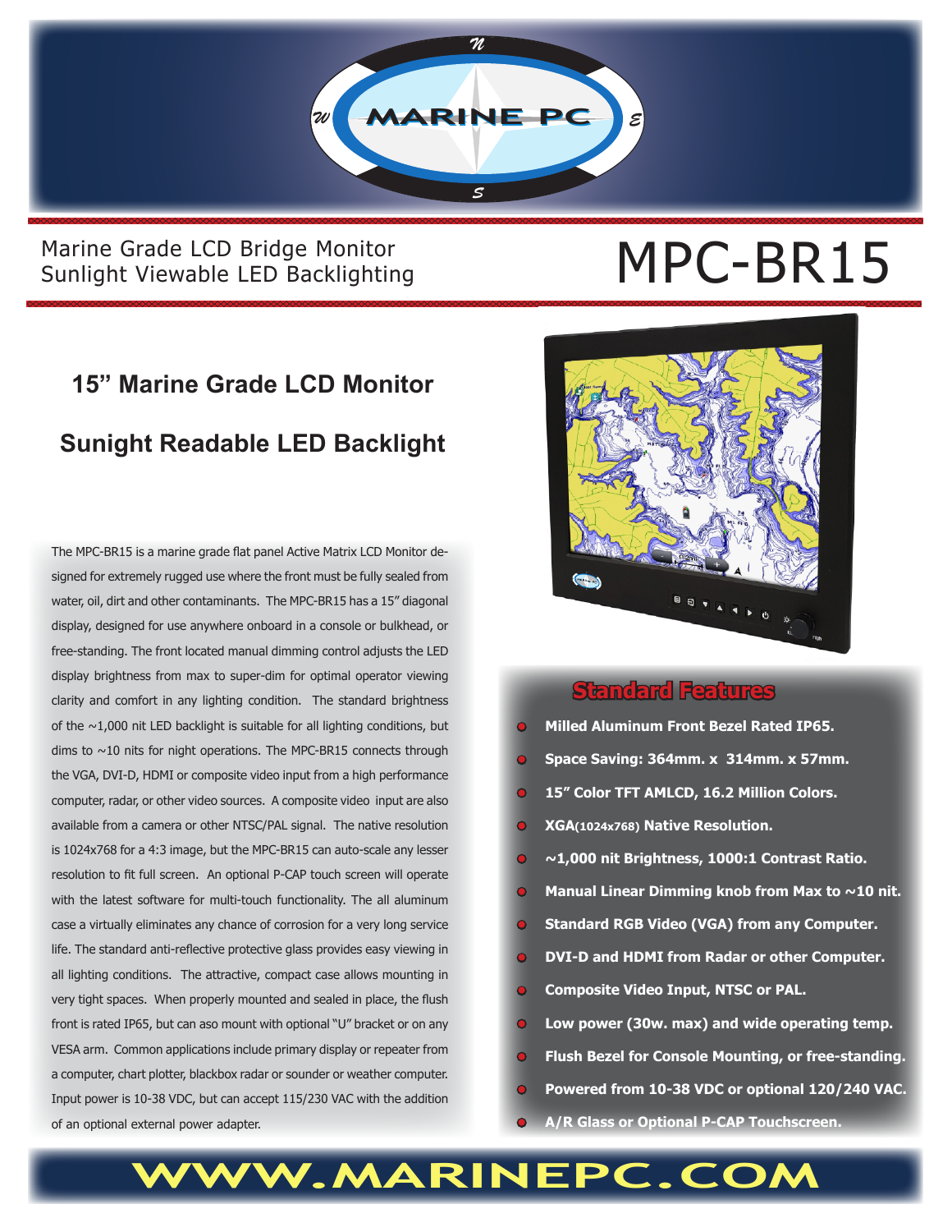MARINE PC

Marine Grade LCD Bridge Monitor
Sunlight Viewable LED Backlighting

# MPC-BR15

## 15" Marine Grade LCD Monitor

## Sunight Readable LED Backlight

The MPC-BR15 is a marine grade flat panel Active Matrix LCD Monitor designed for extremely rugged use where the front must be fully sealed from water, oil, dirt and other contaminants. The MPC-BR15 has a 15" diagonal display, designed for use anywhere onboard in a console or bulkhead, or free-standing. The front located manual dimming control adjusts the LED display brightness from max to super-dim for optimal operator viewing clarity and comfort in any lighting condition. The standard brightness of the ~1,000 nit LED backlight is suitable for all lighting conditions, but dims to ~10 nits for night operations. The MPC-BR15 connects through the VGA, DVI-D, HDMI or composite video input from a high performance computer, radar, or other video sources. A composite video input are also available from a camera or other NTSC/PAL signal. The native resolution is 1024x768 for a 4:3 image, but the MPC-BR15 can auto-scale any lesser resolution to fit full screen. An optional P-CAP touch screen will operate with the latest software for multi-touch functionality. The all aluminum case a virtually eliminates any chance of corrosion for a very long service life. The standard anti-reflective protective glass provides easy viewing in all lighting conditions. The attractive, compact case allows mounting in very tight spaces. When properly mounted and sealed in place, the flush front is rated IP65, but can aso mount with optional "U" bracket or on any VESA arm. Common applications include primary display or repeater from a computer, chart plotter, blackbox radar or sounder or weather computer. Input power is 10-38 VDC, but can accept 115/230 VAC with the addition of an optional external power adapter.

## Standard Features

- **Milled Aluminum Front Bezel Rated IP65.**
- **Space Saving: 364mm. x 314mm. x 57mm.**
- **15" Color TFT AMLCD, 16.2 Million Colors.**
- **XGA(1024x768) Native Resolution.**
- **~1,000 nit Brightness, 1000:1 Contrast Ratio.**
- **Manual Linear Dimming knob from Max to ~10 nit.**
- **Standard RGB Video (VGA) from any Computer.**
- **DVI-D and HDMI from Radar or other Computer.**
- **Composite Video Input, NTSC or PAL.**
- **Low power (30w. max) and wide operating temp.**
- **Flush Bezel for Console Mounting, or free-standing.**
- **Powered from 10-38 VDC or optional 120/240 VAC.**
- **A/R Glass or Optional P-CAP Touchscreen.**

WWW.MARINEPC.COM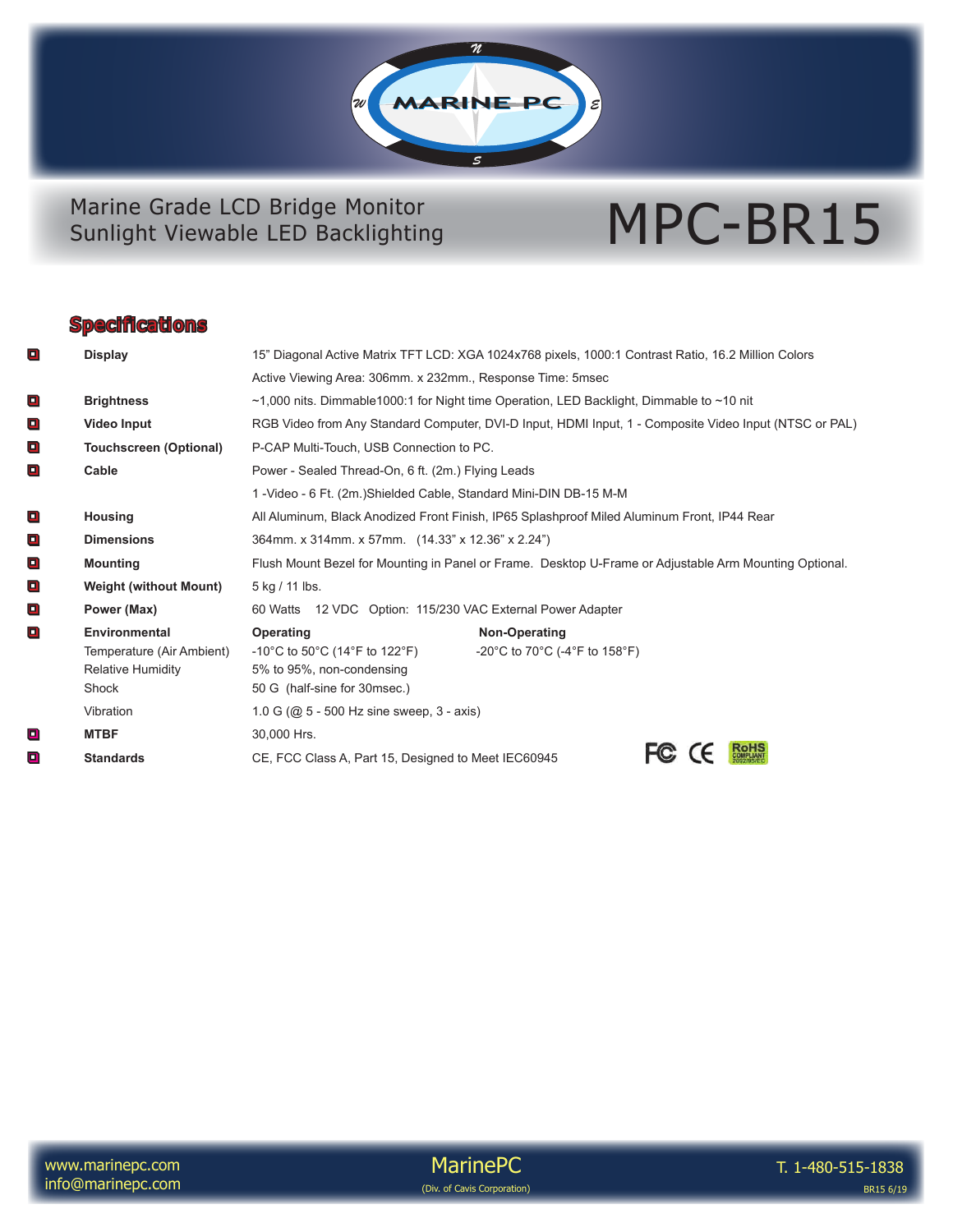MARINE PC

Marine Grade LCD Bridge Monitor
Sunlight Viewable LED Backlighting

# MPC-BR15

## Specifications

| | | |
|---|---|---|
| **Display** | 15" Diagonal Active Matrix TFT LCD: XGA 1024x768 pixels, 1000:1 Contrast Ratio, 16.2 Million Colors<br>Active Viewing Area: 306mm. x 232mm., Response Time: 5msec | |
| **Brightness** | ~1,000 nits. Dimmable1000:1 for Night time Operation, LED Backlight, Dimmable to ~10 nit | |
| **Video Input** | RGB Video from Any Standard Computer, DVI-D Input, HDMI Input, 1 - Composite Video Input (NTSC or PAL) | |
| **Touchscreen (Optional)** | P-CAP Multi-Touch, USB Connection to PC. | |
| **Cable** | Power - Sealed Thread-On, 6 ft. (2m.) Flying Leads<br>1 -Video - 6 Ft. (2m.)Shielded Cable, Standard Mini-DIN DB-15 M-M | |
| **Housing** | All Aluminum, Black Anodized Front Finish, IP65 Splashproof Miled Aluminum Front, IP44 Rear | |
| **Dimensions** | 364mm. x 314mm. x 57mm. (14.33" x 12.36" x 2.24") | |
| **Mounting** | Flush Mount Bezel for Mounting in Panel or Frame. Desktop U-Frame or Adjustable Arm Mounting Optional. | |
| **Weight (without Mount)** | 5 kg / 11 lbs. | |
| **Power (Max)** | 60 Watts 12 VDC Option: 115/230 VAC External Power Adapter | |
| **Environmental** | **Operating** | **Non-Operating** |
| Temperature (Air Ambient) | -10°C to 50°C (14°F to 122°F) | -20°C to 70°C (-4°F to 158°F) |
| Relative Humidity | 5% to 95%, non-condensing | |
| Shock | 50 G (half-sine for 30msec.) | |
| Vibration | 1.0 G (@ 5 - 500 Hz sine sweep, 3 - axis) | |
| **MTBF** | 30,000 Hrs. | |
| **Standards** | CE, FCC Class A, Part 15, Designed to Meet IEC60945 | |

www.marinepc.com
info@marinepc.com

MarinePC
(Div. of Cavis Corporation)

T. 1-480-515-1838
BR15 6/19